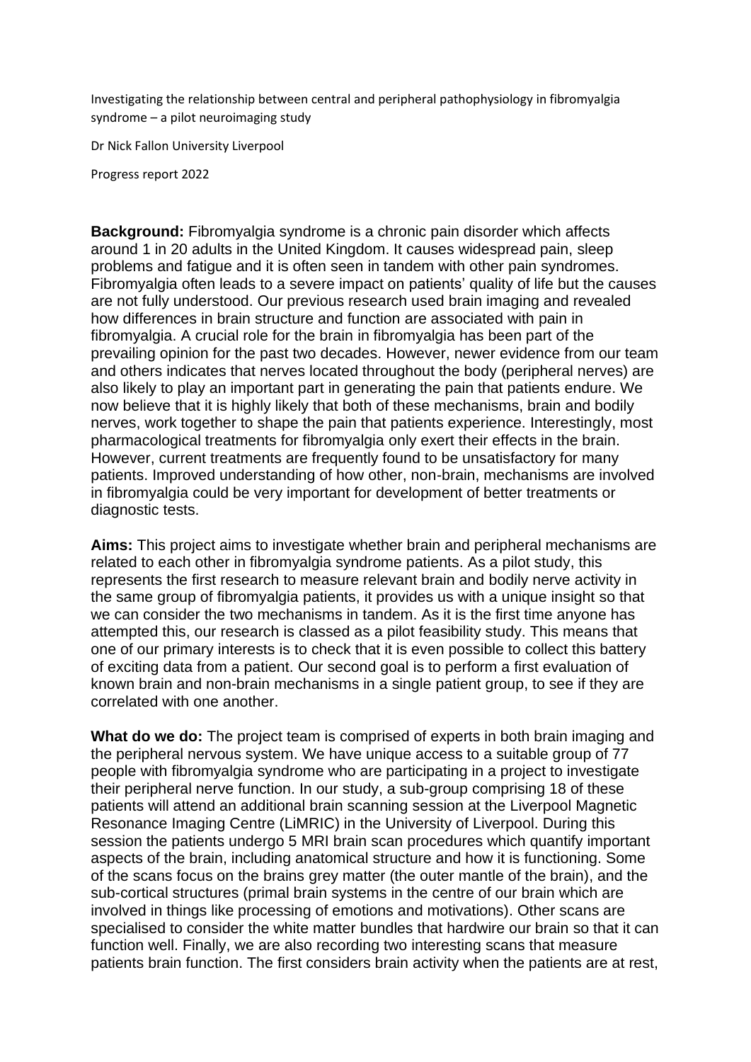Investigating the relationship between central and peripheral pathophysiology in fibromyalgia syndrome – a pilot neuroimaging study

Dr Nick Fallon University Liverpool

Progress report 2022

**Background:** Fibromyalgia syndrome is a chronic pain disorder which affects around 1 in 20 adults in the United Kingdom. It causes widespread pain, sleep problems and fatigue and it is often seen in tandem with other pain syndromes. Fibromyalgia often leads to a severe impact on patients' quality of life but the causes are not fully understood. Our previous research used brain imaging and revealed how differences in brain structure and function are associated with pain in fibromyalgia. A crucial role for the brain in fibromyalgia has been part of the prevailing opinion for the past two decades. However, newer evidence from our team and others indicates that nerves located throughout the body (peripheral nerves) are also likely to play an important part in generating the pain that patients endure. We now believe that it is highly likely that both of these mechanisms, brain and bodily nerves, work together to shape the pain that patients experience. Interestingly, most pharmacological treatments for fibromyalgia only exert their effects in the brain. However, current treatments are frequently found to be unsatisfactory for many patients. Improved understanding of how other, non-brain, mechanisms are involved in fibromyalgia could be very important for development of better treatments or diagnostic tests.

**Aims:** This project aims to investigate whether brain and peripheral mechanisms are related to each other in fibromyalgia syndrome patients. As a pilot study, this represents the first research to measure relevant brain and bodily nerve activity in the same group of fibromyalgia patients, it provides us with a unique insight so that we can consider the two mechanisms in tandem. As it is the first time anyone has attempted this, our research is classed as a pilot feasibility study. This means that one of our primary interests is to check that it is even possible to collect this battery of exciting data from a patient. Our second goal is to perform a first evaluation of known brain and non-brain mechanisms in a single patient group, to see if they are correlated with one another.

**What do we do:** The project team is comprised of experts in both brain imaging and the peripheral nervous system. We have unique access to a suitable group of 77 people with fibromyalgia syndrome who are participating in a project to investigate their peripheral nerve function. In our study, a sub-group comprising 18 of these patients will attend an additional brain scanning session at the Liverpool Magnetic Resonance Imaging Centre (LiMRIC) in the University of Liverpool. During this session the patients undergo 5 MRI brain scan procedures which quantify important aspects of the brain, including anatomical structure and how it is functioning. Some of the scans focus on the brains grey matter (the outer mantle of the brain), and the sub-cortical structures (primal brain systems in the centre of our brain which are involved in things like processing of emotions and motivations). Other scans are specialised to consider the white matter bundles that hardwire our brain so that it can function well. Finally, we are also recording two interesting scans that measure patients brain function. The first considers brain activity when the patients are at rest,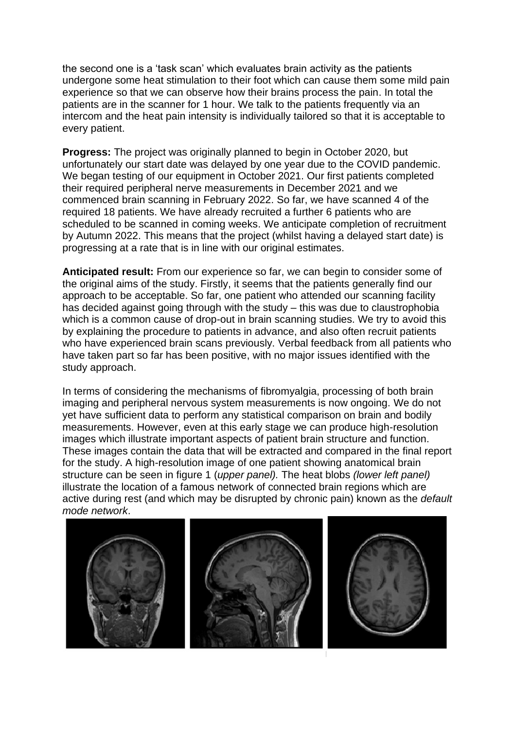the second one is a 'task scan' which evaluates brain activity as the patients undergone some heat stimulation to their foot which can cause them some mild pain experience so that we can observe how their brains process the pain. In total the patients are in the scanner for 1 hour. We talk to the patients frequently via an intercom and the heat pain intensity is individually tailored so that it is acceptable to every patient.

**Progress:** The project was originally planned to begin in October 2020, but unfortunately our start date was delayed by one year due to the COVID pandemic. We began testing of our equipment in October 2021. Our first patients completed their required peripheral nerve measurements in December 2021 and we commenced brain scanning in February 2022. So far, we have scanned 4 of the required 18 patients. We have already recruited a further 6 patients who are scheduled to be scanned in coming weeks. We anticipate completion of recruitment by Autumn 2022. This means that the project (whilst having a delayed start date) is progressing at a rate that is in line with our original estimates.

**Anticipated result:** From our experience so far, we can begin to consider some of the original aims of the study. Firstly, it seems that the patients generally find our approach to be acceptable. So far, one patient who attended our scanning facility has decided against going through with the study – this was due to claustrophobia which is a common cause of drop-out in brain scanning studies. We try to avoid this by explaining the procedure to patients in advance, and also often recruit patients who have experienced brain scans previously. Verbal feedback from all patients who have taken part so far has been positive, with no major issues identified with the study approach.

In terms of considering the mechanisms of fibromyalgia, processing of both brain imaging and peripheral nervous system measurements is now ongoing. We do not yet have sufficient data to perform any statistical comparison on brain and bodily measurements. However, even at this early stage we can produce high-resolution images which illustrate important aspects of patient brain structure and function. These images contain the data that will be extracted and compared in the final report for the study. A high-resolution image of one patient showing anatomical brain structure can be seen in figure 1 (*upper panel).* The heat blobs *(lower left panel)* illustrate the location of a famous network of connected brain regions which are active during rest (and which may be disrupted by chronic pain) known as the *default mode network*.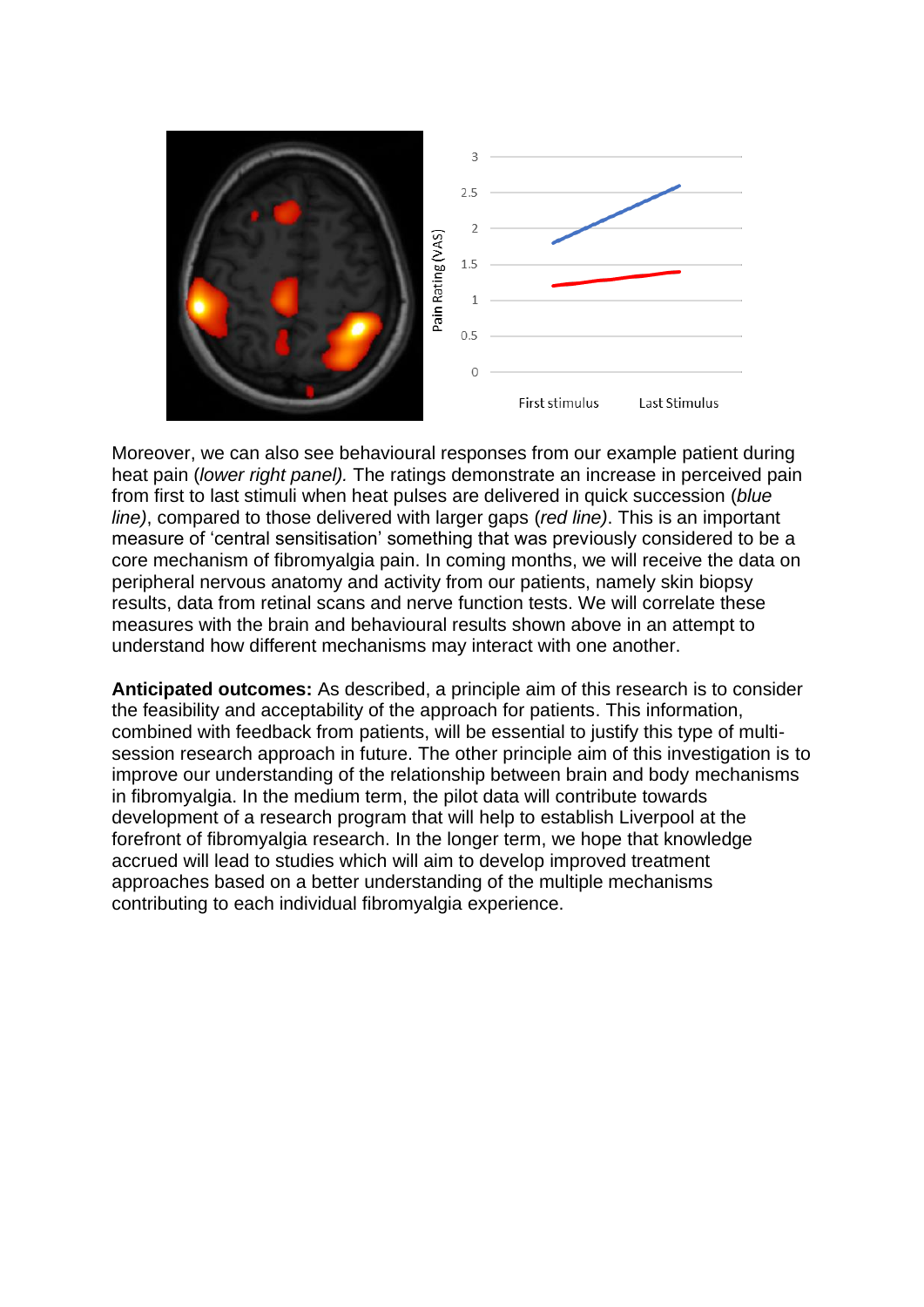Pain Rating (VAS)

3

2.5

2

1.5

1

0.5

0

First stimulus

Last Stimulus

Moreover, we can also see behavioural responses from our example patient during heat pain (*lower right panel).* The ratings demonstrate an increase in perceived pain from first to last stimuli when heat pulses are delivered in quick succession (*blue line)*, compared to those delivered with larger gaps *(red line)*. This is an important measure of 'central sensitisation' something that was previously considered to be a core mechanism of fibromyalgia pain. In coming months, we will receive the data on peripheral nervous anatomy and activity from our patients, namely skin biopsy results, data from retinal scans and nerve function tests. We will correlate these measures with the brain and behavioural results shown above in an attempt to understand how different mechanisms may interact with one another.

**Anticipated outcomes:** As described, a principle aim of this research is to consider the feasibility and acceptability of the approach for patients. This information, combined with feedback from patients, will be essential to justify this type of multi-session research approach in future. The other principle aim of this investigation is to improve our understanding of the relationship between brain and body mechanisms in fibromyalgia. In the medium term, the pilot data will contribute towards development of a research program that will help to establish Liverpool at the forefront of fibromyalgia research. In the longer term, we hope that knowledge accrued will lead to studies which will aim to develop improved treatment approaches based on a better understanding of the multiple mechanisms contributing to each individual fibromyalgia experience.